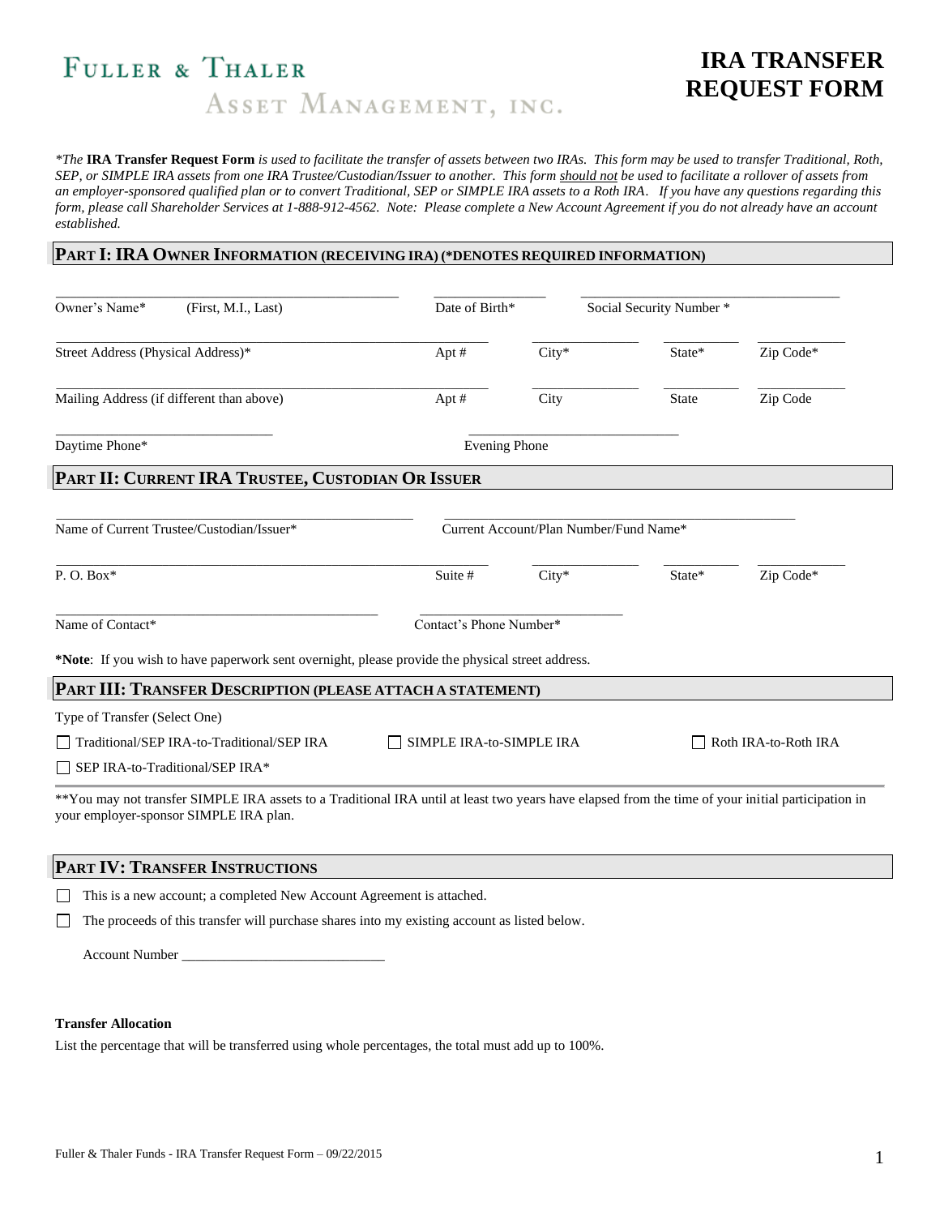# Fuller & Thaler Asset Management, Inc.

# IRA TRANSFER REQUEST FORM

*\*The* **IRA Transfer Request Form** *is used to facilitate the transfer of assets between two IRAs. This form may be used to transfer Traditional, Roth, SEP, or SIMPLE IRA assets from one IRA Trustee/Custodian/Issuer to another. This form should not be used to facilitate a rollover of assets from an employer-sponsored qualified plan or to convert Traditional, SEP or SIMPLE IRA assets to a Roth IRA. If you have any questions regarding this form, please call Shareholder Services at 1-888-912-4562. Note: Please complete a New Account Agreement if you do not already have an account established.*

## PART I: IRA OWNER INFORMATION (RECEIVING IRA) (*DENOTES REQUIRED INFORMATION)

Owner's Name* (First, M.I., Last) ______________________ Date of Birth* ____________ Social Security Number * ______________________

Street Address (Physical Address)* ______________________ Apt # ______ City* __________ State* ______ Zip Code* ________

Mailing Address (if different than above) ______________________ Apt # ______ City __________ State ______ Zip Code ________

Daytime Phone* ______________________ Evening Phone ______________________

## PART II: CURRENT IRA TRUSTEE, CUSTODIAN OR ISSUER

Name of Current Trustee/Custodian/Issuer* ______________________ Current Account/Plan Number/Fund Name* ______________________

P. O. Box* ______________________ Suite # ______ City* __________ State* ______ Zip Code* ________

Name of Contact* ______________________ Contact's Phone Number* ______________________

**\*Note**: If you wish to have paperwork sent overnight, please provide the physical street address.

## PART III: TRANSFER DESCRIPTION (PLEASE ATTACH A STATEMENT)

Type of Transfer (Select One)

- ☐ Traditional/SEP IRA-to-Traditional/SEP IRA
- ☐ SIMPLE IRA-to-SIMPLE IRA
- ☐ Roth IRA-to-Roth IRA
- ☐ SEP IRA-to-Traditional/SEP IRA*

**You may not transfer SIMPLE IRA assets to a Traditional IRA until at least two years have elapsed from the time of your initial participation in your employer-sponsor SIMPLE IRA plan.

## PART IV: TRANSFER INSTRUCTIONS

- ☐ This is a new account; a completed New Account Agreement is attached.
- ☐ The proceeds of this transfer will purchase shares into my existing account as listed below.

Account Number ______________________

**Transfer Allocation**

List the percentage that will be transferred using whole percentages, the total must add up to 100%.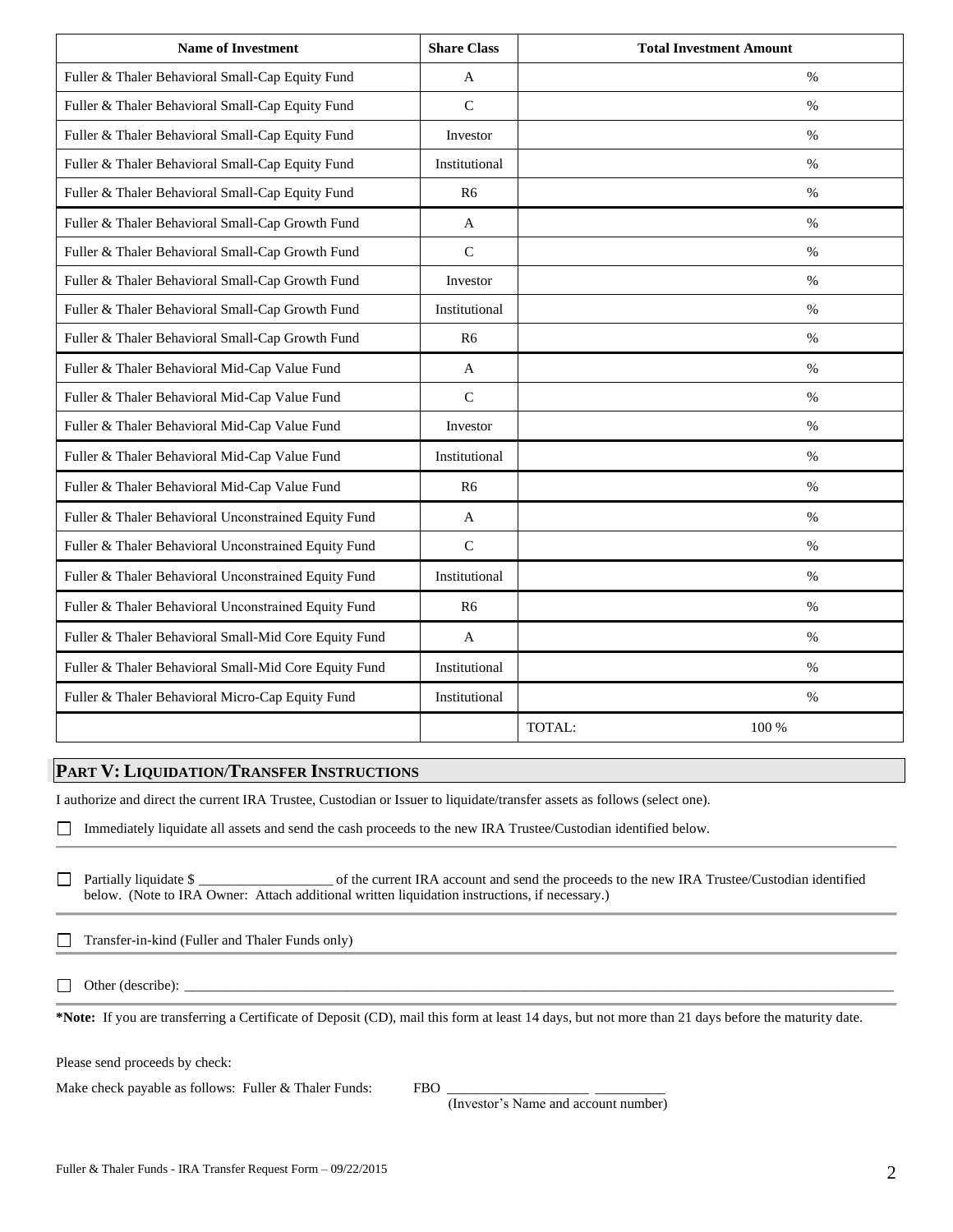| Name of Investment | Share Class | Total Investment Amount |
|---|---|---|
| Fuller & Thaler Behavioral Small-Cap Equity Fund | A | % |
| Fuller & Thaler Behavioral Small-Cap Equity Fund | C | % |
| Fuller & Thaler Behavioral Small-Cap Equity Fund | Investor | % |
| Fuller & Thaler Behavioral Small-Cap Equity Fund | Institutional | % |
| Fuller & Thaler Behavioral Small-Cap Equity Fund | R6 | % |
| Fuller & Thaler Behavioral Small-Cap Growth Fund | A | % |
| Fuller & Thaler Behavioral Small-Cap Growth Fund | C | % |
| Fuller & Thaler Behavioral Small-Cap Growth Fund | Investor | % |
| Fuller & Thaler Behavioral Small-Cap Growth Fund | Institutional | % |
| Fuller & Thaler Behavioral Small-Cap Growth Fund | R6 | % |
| Fuller & Thaler Behavioral Mid-Cap Value Fund | A | % |
| Fuller & Thaler Behavioral Mid-Cap Value Fund | C | % |
| Fuller & Thaler Behavioral Mid-Cap Value Fund | Investor | % |
| Fuller & Thaler Behavioral Mid-Cap Value Fund | Institutional | % |
| Fuller & Thaler Behavioral Mid-Cap Value Fund | R6 | % |
| Fuller & Thaler Behavioral Unconstrained Equity Fund | A | % |
| Fuller & Thaler Behavioral Unconstrained Equity Fund | C | % |
| Fuller & Thaler Behavioral Unconstrained Equity Fund | Institutional | % |
| Fuller & Thaler Behavioral Unconstrained Equity Fund | R6 | % |
| Fuller & Thaler Behavioral Small-Mid Core Equity Fund | A | % |
| Fuller & Thaler Behavioral Small-Mid Core Equity Fund | Institutional | % |
| Fuller & Thaler Behavioral Micro-Cap Equity Fund | Institutional | % |
| | | TOTAL: 100 % |

## PART V: LIQUIDATION/TRANSFER INSTRUCTIONS

I authorize and direct the current IRA Trustee, Custodian or Issuer to liquidate/transfer assets as follows (select one).

☐ Immediately liquidate all assets and send the cash proceeds to the new IRA Trustee/Custodian identified below.

☐ Partially liquidate $ ___________________ of the current IRA account and send the proceeds to the new IRA Trustee/Custodian identified below. (Note to IRA Owner: Attach additional written liquidation instructions, if necessary.)

☐ Transfer-in-kind (Fuller and Thaler Funds only)

☐ Other (describe): ________________________________________________________________________________________________

***Note:** If you are transferring a Certificate of Deposit (CD), mail this form at least 14 days, but not more than 21 days before the maturity date.

Please send proceeds by check:

Make check payable as follows: Fuller & Thaler Funds: FBO ____________________ __________
(Investor's Name and account number)

Fuller & Thaler Funds - IRA Transfer Request Form – 09/22/2015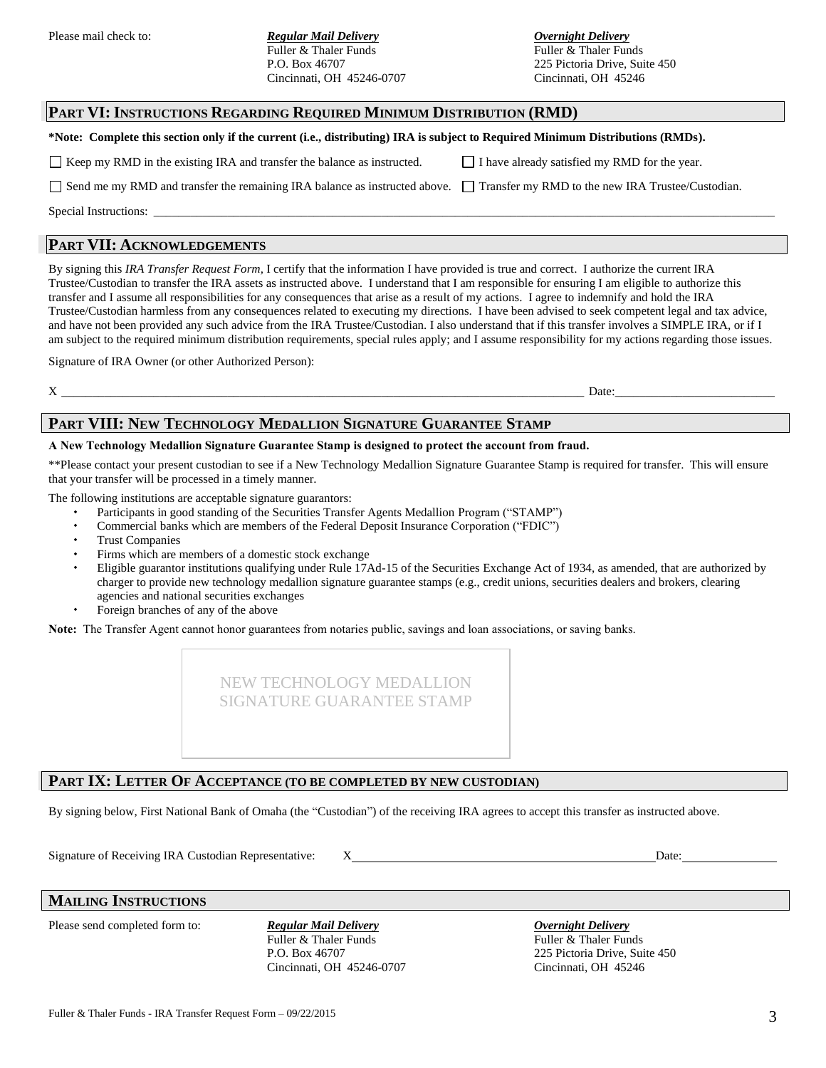Please mail check to:

***Regular Mail Delivery***
Fuller & Thaler Funds
P.O. Box 46707
Cincinnati, OH 45246-0707

***Overnight Delivery***
Fuller & Thaler Funds
225 Pictoria Drive, Suite 450
Cincinnati, OH 45246

## PART VI: INSTRUCTIONS REGARDING REQUIRED MINIMUM DISTRIBUTION (RMD)

**\*Note: Complete this section only if the current (i.e., distributing) IRA is subject to Required Minimum Distributions (RMDs).**

☐ Keep my RMD in the existing IRA and transfer the balance as instructed.

☐ I have already satisfied my RMD for the year.

☐ Send me my RMD and transfer the remaining IRA balance as instructed above.

☐ Transfer my RMD to the new IRA Trustee/Custodian.

Special Instructions: ______________________________________________________________________________

## PART VII: ACKNOWLEDGEMENTS

By signing this *IRA Transfer Request Form*, I certify that the information I have provided is true and correct. I authorize the current IRA Trustee/Custodian to transfer the IRA assets as instructed above. I understand that I am responsible for ensuring I am eligible to authorize this transfer and I assume all responsibilities for any consequences that arise as a result of my actions. I agree to indemnify and hold the IRA Trustee/Custodian harmless from any consequences related to executing my directions. I have been advised to seek competent legal and tax advice, and have not been provided any such advice from the IRA Trustee/Custodian. I also understand that if this transfer involves a SIMPLE IRA, or if I am subject to the required minimum distribution requirements, special rules apply; and I assume responsibility for my actions regarding those issues.

Signature of IRA Owner (or other Authorized Person):

X ______________________________________________________________________ Date:_________________________

## PART VIII: NEW TECHNOLOGY MEDALLION SIGNATURE GUARANTEE STAMP

**A New Technology Medallion Signature Guarantee Stamp is designed to protect the account from fraud.**

\*\*Please contact your present custodian to see if a New Technology Medallion Signature Guarantee Stamp is required for transfer. This will ensure that your transfer will be processed in a timely manner.

The following institutions are acceptable signature guarantors:

- Participants in good standing of the Securities Transfer Agents Medallion Program ("STAMP")
- Commercial banks which are members of the Federal Deposit Insurance Corporation ("FDIC")
- Trust Companies
- Firms which are members of a domestic stock exchange
- Eligible guarantor institutions qualifying under Rule 17Ad-15 of the Securities Exchange Act of 1934, as amended, that are authorized by charger to provide new technology medallion signature guarantee stamps (e.g., credit unions, securities dealers and brokers, clearing agencies and national securities exchanges
- Foreign branches of any of the above

**Note:** The Transfer Agent cannot honor guarantees from notaries public, savings and loan associations, or saving banks.

NEW TECHNOLOGY MEDALLION SIGNATURE GUARANTEE STAMP

## PART IX: LETTER OF ACCEPTANCE (TO BE COMPLETED BY NEW CUSTODIAN)

By signing below, First National Bank of Omaha (the "Custodian") of the receiving IRA agrees to accept this transfer as instructed above.

Signature of Receiving IRA Custodian Representative: X__________________________________________ Date:______________

## MAILING INSTRUCTIONS

Please send completed form to:

***Regular Mail Delivery***
Fuller & Thaler Funds
P.O. Box 46707
Cincinnati, OH 45246-0707

***Overnight Delivery***
Fuller & Thaler Funds
225 Pictoria Drive, Suite 450
Cincinnati, OH 45246

Fuller & Thaler Funds - IRA Transfer Request Form – 09/22/2015